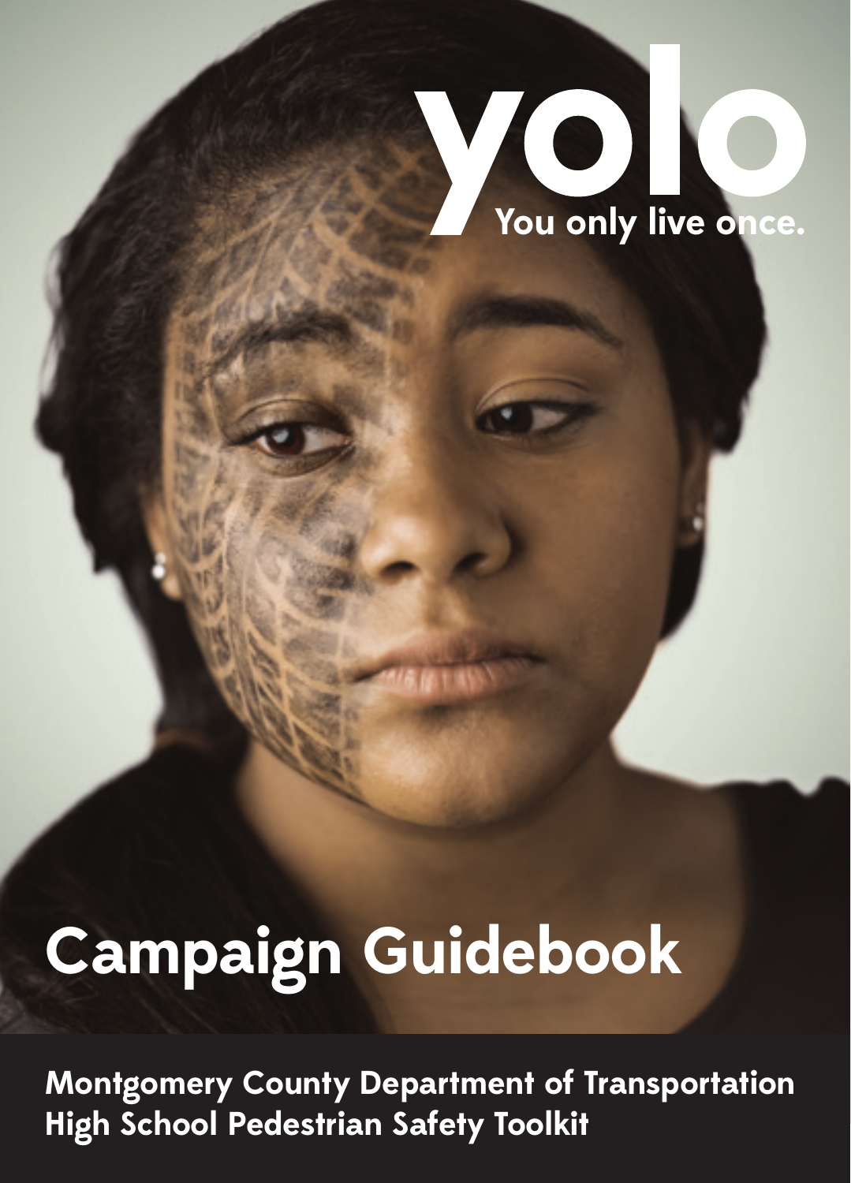# yolo

**You only live once.**

# Campaign Guidebook

**Montgomery County Department of Transportation**
**High School Pedestrian Safety Toolkit**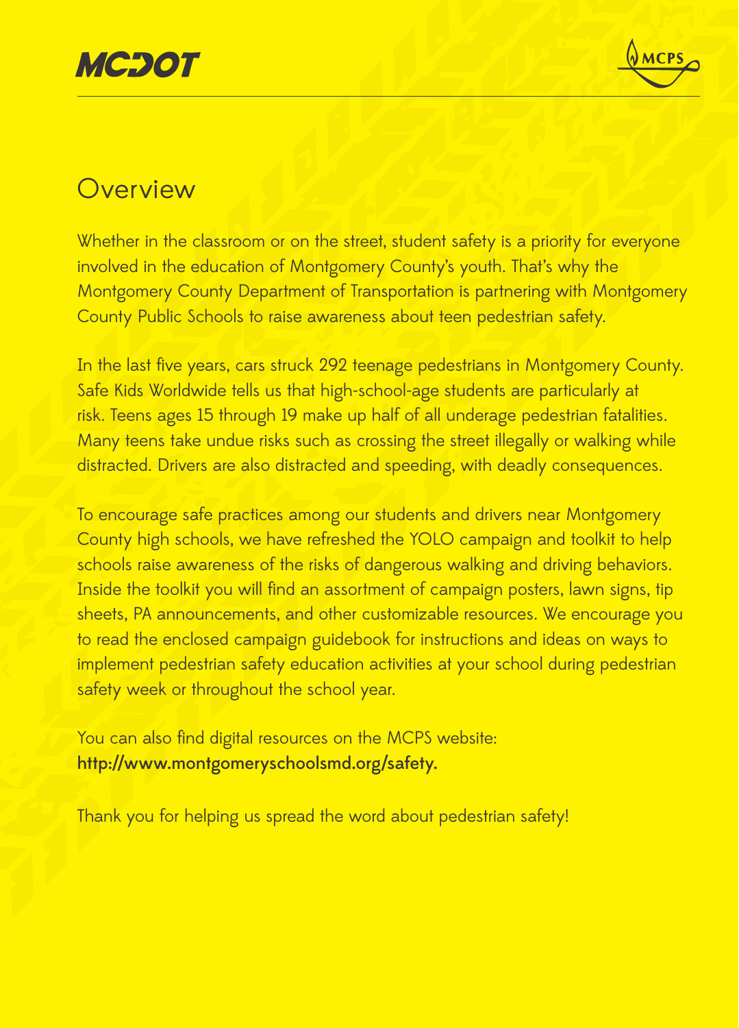## Overview

Whether in the classroom or on the street, student safety is a priority for everyone involved in the education of Montgomery County's youth. That's why the Montgomery County Department of Transportation is partnering with Montgomery County Public Schools to raise awareness about teen pedestrian safety.

In the last five years, cars struck 292 teenage pedestrians in Montgomery County. Safe Kids Worldwide tells us that high-school-age students are particularly at risk. Teens ages 15 through 19 make up half of all underage pedestrian fatalities. Many teens take undue risks such as crossing the street illegally or walking while distracted. Drivers are also distracted and speeding, with deadly consequences.

To encourage safe practices among our students and drivers near Montgomery County high schools, we have refreshed the YOLO campaign and toolkit to help schools raise awareness of the risks of dangerous walking and driving behaviors. Inside the toolkit you will find an assortment of campaign posters, lawn signs, tip sheets, PA announcements, and other customizable resources. We encourage you to read the enclosed campaign guidebook for instructions and ideas on ways to implement pedestrian safety education activities at your school during pedestrian safety week or throughout the school year.

You can also find digital resources on the MCPS website:
**http://www.montgomeryschoolsmd.org/safety.**

Thank you for helping us spread the word about pedestrian safety!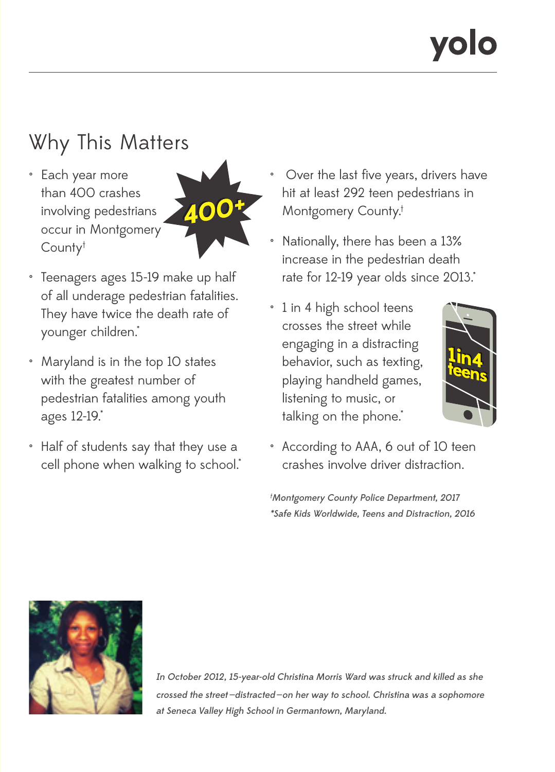## Why This Matters

- Each year more than 400 crashes involving pedestrians occur in Montgomery County†
- Teenagers ages 15-19 make up half of all underage pedestrian fatalities. They have twice the death rate of younger children.*
- Maryland is in the top 10 states with the greatest number of pedestrian fatalities among youth ages 12-19.*
- Half of students say that they use a cell phone when walking to school.*
- Over the last five years, drivers have hit at least 292 teen pedestrians in Montgomery County.†
- Nationally, there has been a 13% increase in the pedestrian death rate for 12-19 year olds since 2013.*
- 1 in 4 high school teens crosses the street while engaging in a distracting behavior, such as texting, playing handheld games, listening to music, or talking on the phone.*
- According to AAA, 6 out of 10 teen crashes involve driver distraction.

*†Montgomery County Police Department, 2017*
*\*Safe Kids Worldwide, Teens and Distraction, 2016*

*In October 2012, 15-year-old Christina Morris Ward was struck and killed as she crossed the street—distracted—on her way to school. Christina was a sophomore at Seneca Valley High School in Germantown, Maryland.*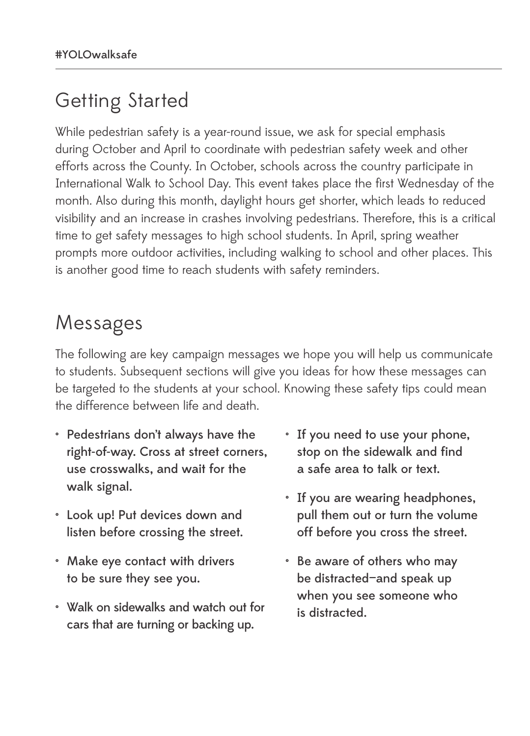## Getting Started

While pedestrian safety is a year-round issue, we ask for special emphasis during October and April to coordinate with pedestrian safety week and other efforts across the County. In October, schools across the country participate in International Walk to School Day. This event takes place the first Wednesday of the month. Also during this month, daylight hours get shorter, which leads to reduced visibility and an increase in crashes involving pedestrians. Therefore, this is a critical time to get safety messages to high school students. In April, spring weather prompts more outdoor activities, including walking to school and other places. This is another good time to reach students with safety reminders.

## Messages

The following are key campaign messages we hope you will help us communicate to students. Subsequent sections will give you ideas for how these messages can be targeted to the students at your school. Knowing these safety tips could mean the difference between life and death.

- **Pedestrians don't always have the right-of-way. Cross at street corners, use crosswalks, and wait for the walk signal.**
- **Look up! Put devices down and listen before crossing the street.**
- **Make eye contact with drivers to be sure they see you.**
- **Walk on sidewalks and watch out for cars that are turning or backing up.**
- **If you need to use your phone, stop on the sidewalk and find a safe area to talk or text.**
- **If you are wearing headphones, pull them out or turn the volume off before you cross the street.**
- **Be aware of others who may be distracted—and speak up when you see someone who is distracted.**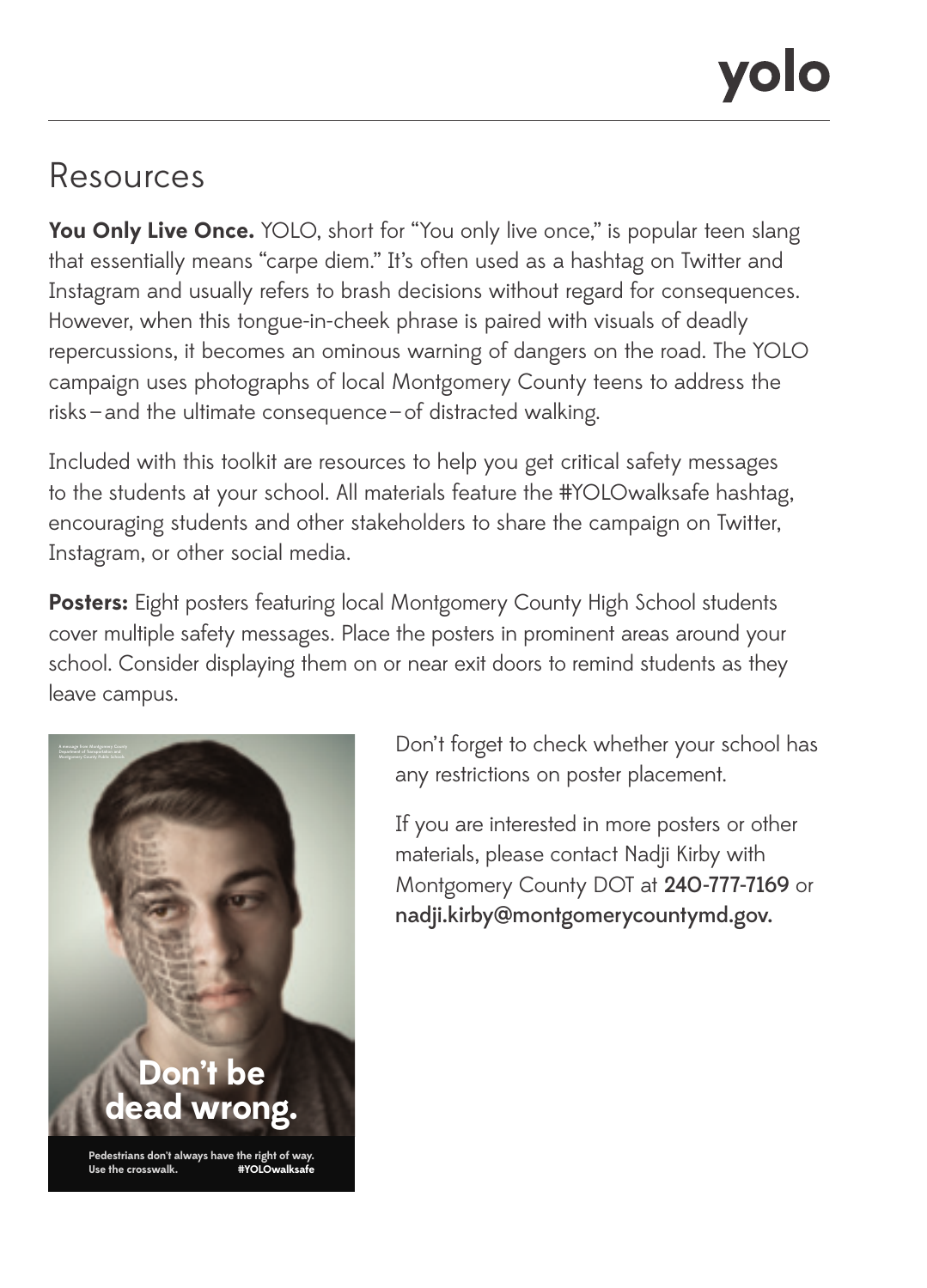# Resources

**You Only Live Once.** YOLO, short for "You only live once," is popular teen slang that essentially means "carpe diem." It's often used as a hashtag on Twitter and Instagram and usually refers to brash decisions without regard for consequences. However, when this tongue-in-cheek phrase is paired with visuals of deadly repercussions, it becomes an ominous warning of dangers on the road. The YOLO campaign uses photographs of local Montgomery County teens to address the risks – and the ultimate consequence – of distracted walking.

Included with this toolkit are resources to help you get critical safety messages to the students at your school. All materials feature the #YOLOwalksafe hashtag, encouraging students and other stakeholders to share the campaign on Twitter, Instagram, or other social media.

**Posters:** Eight posters featuring local Montgomery County High School students cover multiple safety messages. Place the posters in prominent areas around your school. Consider displaying them on or near exit doors to remind students as they leave campus.

Don't forget to check whether your school has any restrictions on poster placement.

If you are interested in more posters or other materials, please contact Nadji Kirby with Montgomery County DOT at **240-777-7169** or **nadji.kirby@montgomerycountymd.gov.**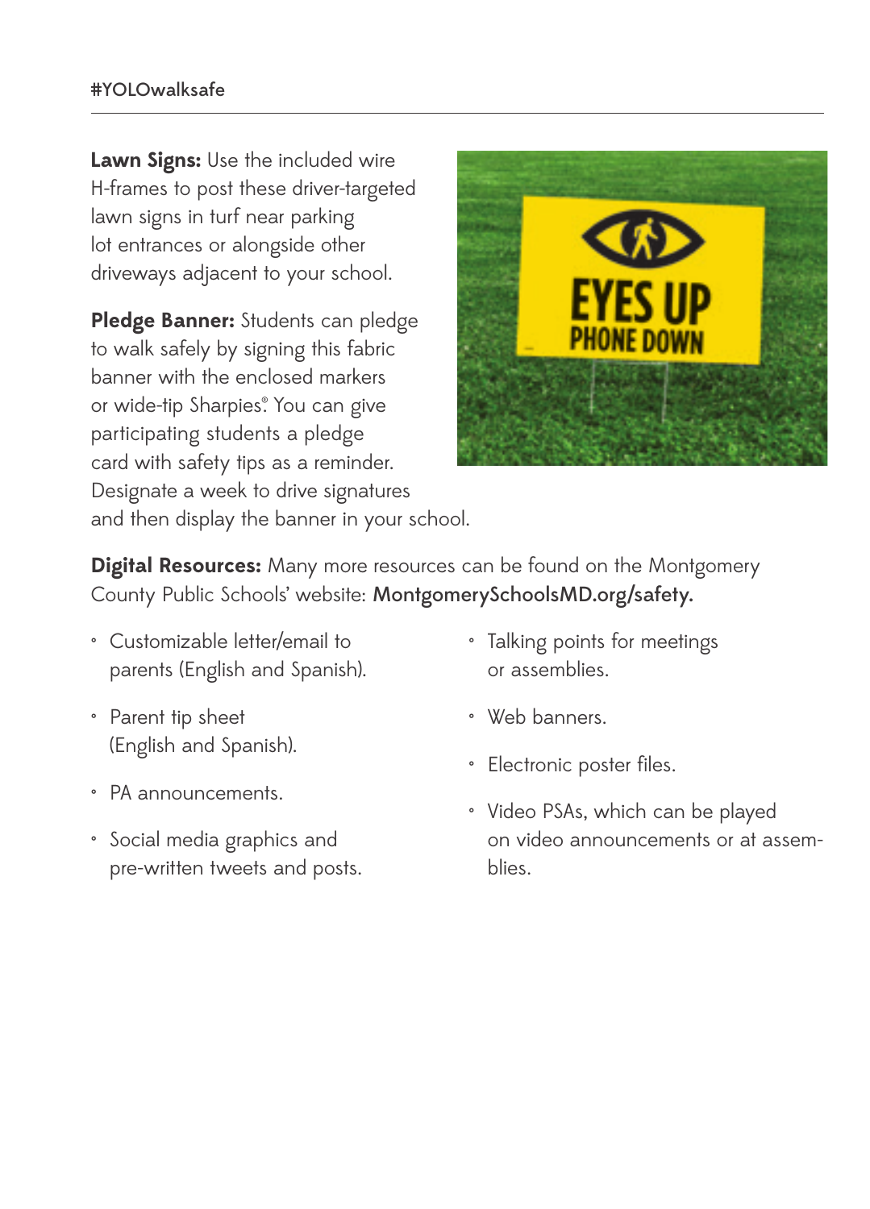#YOLOwalksafe

**Lawn Signs:** Use the included wire H-frames to post these driver-targeted lawn signs in turf near parking lot entrances or alongside other driveways adjacent to your school.

**Pledge Banner:** Students can pledge to walk safely by signing this fabric banner with the enclosed markers or wide-tip Sharpies®. You can give participating students a pledge card with safety tips as a reminder. Designate a week to drive signatures and then display the banner in your school.

**Digital Resources:** Many more resources can be found on the Montgomery County Public Schools' website: **MontgomerySchoolsMD.org/safety.**

- Customizable letter/email to parents (English and Spanish).
- Parent tip sheet (English and Spanish).
- PA announcements.
- Social media graphics and pre-written tweets and posts.
- Talking points for meetings or assemblies.
- Web banners.
- Electronic poster files.
- Video PSAs, which can be played on video announcements or at assemblies.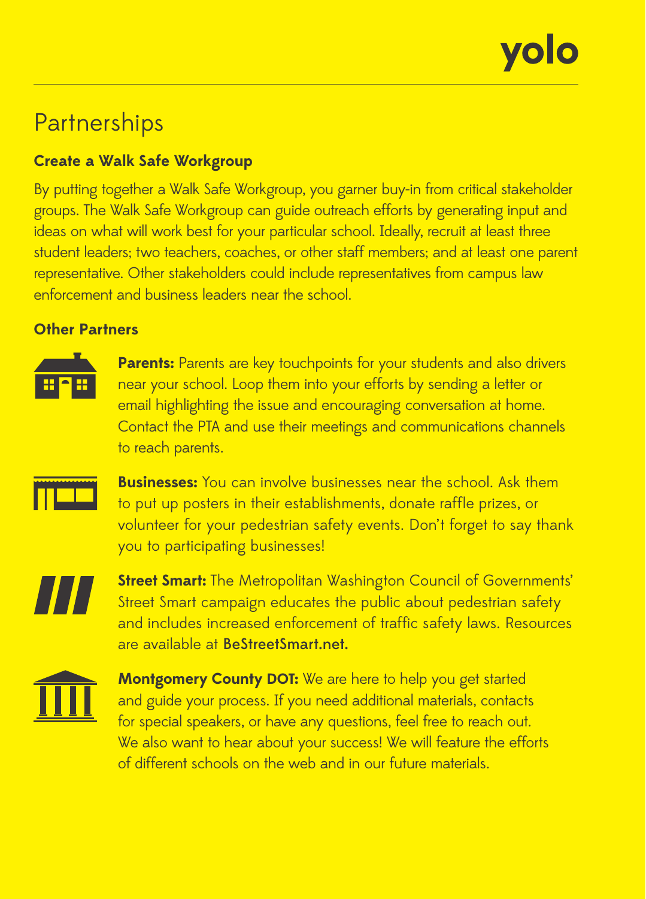# Partnerships

## Create a Walk Safe Workgroup

By putting together a Walk Safe Workgroup, you garner buy-in from critical stakeholder groups. The Walk Safe Workgroup can guide outreach efforts by generating input and ideas on what will work best for your particular school. Ideally, recruit at least three student leaders; two teachers, coaches, or other staff members; and at least one parent representative. Other stakeholders could include representatives from campus law enforcement and business leaders near the school.

## Other Partners

**Parents:** Parents are key touchpoints for your students and also drivers near your school. Loop them into your efforts by sending a letter or email highlighting the issue and encouraging conversation at home. Contact the PTA and use their meetings and communications channels to reach parents.

**Businesses:** You can involve businesses near the school. Ask them to put up posters in their establishments, donate raffle prizes, or volunteer for your pedestrian safety events. Don't forget to say thank you to participating businesses!

**Street Smart:** The Metropolitan Washington Council of Governments' Street Smart campaign educates the public about pedestrian safety and includes increased enforcement of traffic safety laws. Resources are available at BeStreetSmart.net.

**Montgomery County DOT:** We are here to help you get started and guide your process. If you need additional materials, contacts for special speakers, or have any questions, feel free to reach out. We also want to hear about your success! We will feature the efforts of different schools on the web and in our future materials.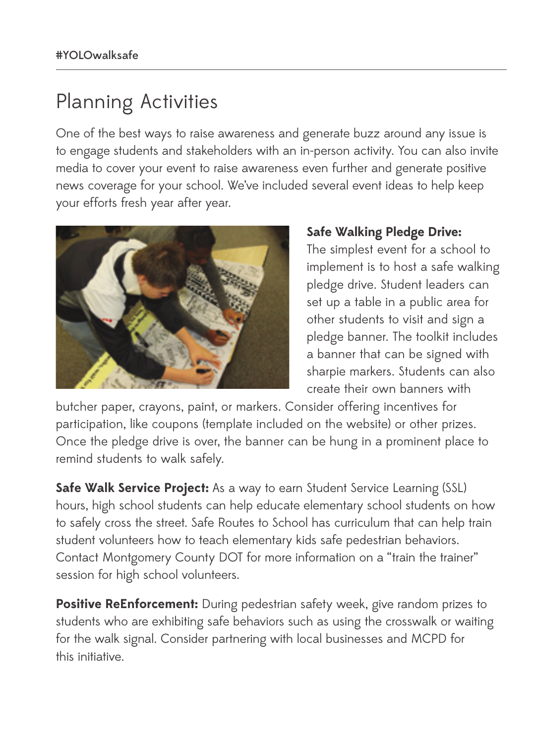## Planning Activities

One of the best ways to raise awareness and generate buzz around any issue is to engage students and stakeholders with an in-person activity. You can also invite media to cover your event to raise awareness even further and generate positive news coverage for your school. We've included several event ideas to help keep your efforts fresh year after year.

**Safe Walking Pledge Drive:** The simplest event for a school to implement is to host a safe walking pledge drive. Student leaders can set up a table in a public area for other students to visit and sign a pledge banner. The toolkit includes a banner that can be signed with sharpie markers. Students can also create their own banners with butcher paper, crayons, paint, or markers. Consider offering incentives for participation, like coupons (template included on the website) or other prizes. Once the pledge drive is over, the banner can be hung in a prominent place to remind students to walk safely.

**Safe Walk Service Project:** As a way to earn Student Service Learning (SSL) hours, high school students can help educate elementary school students on how to safely cross the street. Safe Routes to School has curriculum that can help train student volunteers how to teach elementary kids safe pedestrian behaviors. Contact Montgomery County DOT for more information on a "train the trainer" session for high school volunteers.

**Positive ReEnforcement:** During pedestrian safety week, give random prizes to students who are exhibiting safe behaviors such as using the crosswalk or waiting for the walk signal. Consider partnering with local businesses and MCPD for this initiative.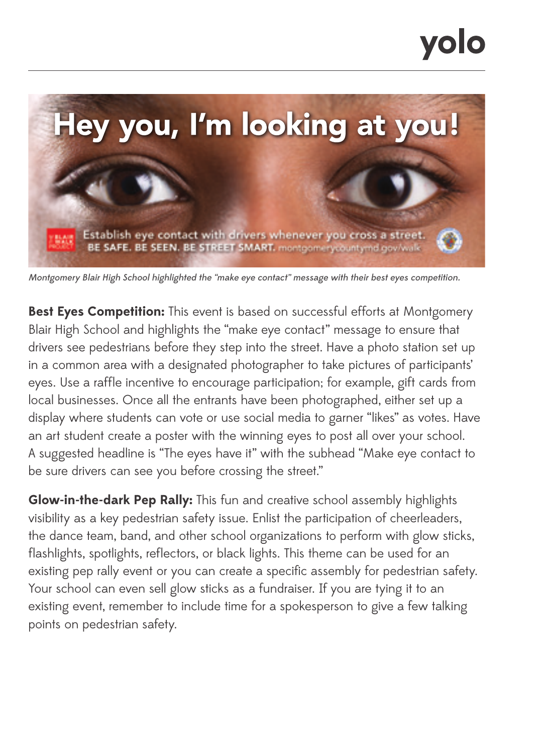Montgomery Blair High School highlighted the "make eye contact" message with their best eyes competition.

**Best Eyes Competition:** This event is based on successful efforts at Montgomery Blair High School and highlights the "make eye contact" message to ensure that drivers see pedestrians before they step into the street. Have a photo station set up in a common area with a designated photographer to take pictures of participants' eyes. Use a raffle incentive to encourage participation; for example, gift cards from local businesses. Once all the entrants have been photographed, either set up a display where students can vote or use social media to garner "likes" as votes. Have an art student create a poster with the winning eyes to post all over your school. A suggested headline is "The eyes have it" with the subhead "Make eye contact to be sure drivers can see you before crossing the street."

**Glow-in-the-dark Pep Rally:** This fun and creative school assembly highlights visibility as a key pedestrian safety issue. Enlist the participation of cheerleaders, the dance team, band, and other school organizations to perform with glow sticks, flashlights, spotlights, reflectors, or black lights. This theme can be used for an existing pep rally event or you can create a specific assembly for pedestrian safety. Your school can even sell glow sticks as a fundraiser. If you are tying it to an existing event, remember to include time for a spokesperson to give a few talking points on pedestrian safety.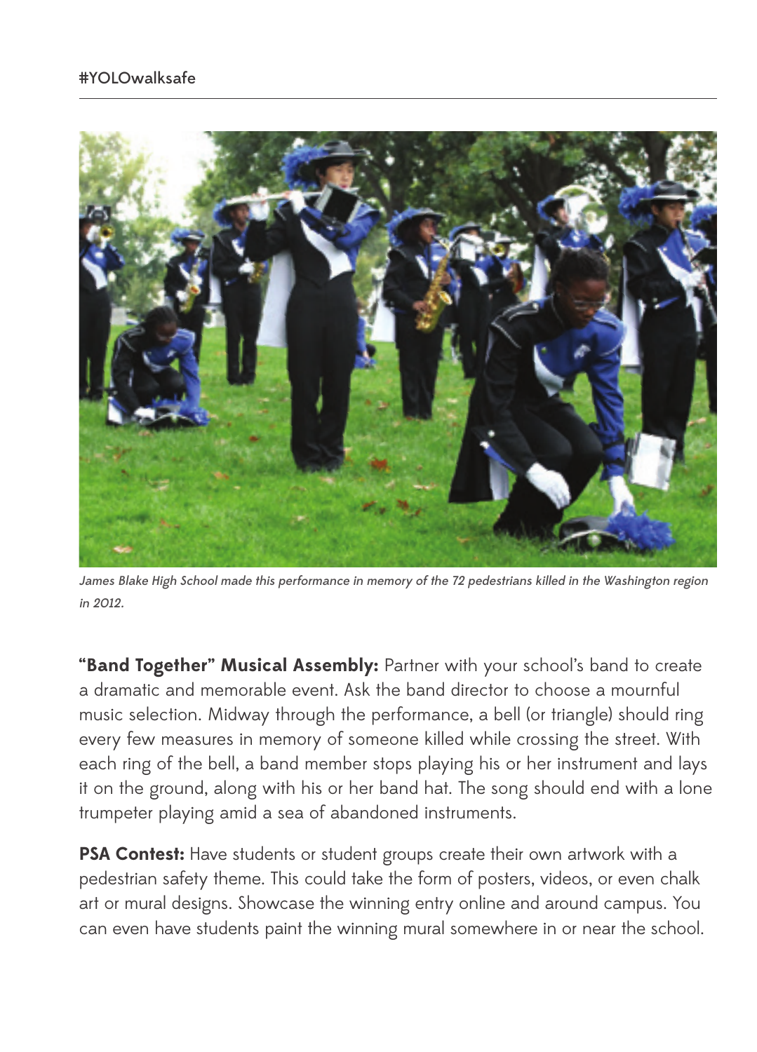*James Blake High School made this performance in memory of the 72 pedestrians killed in the Washington region in 2012.*

**"Band Together" Musical Assembly:** Partner with your school's band to create a dramatic and memorable event. Ask the band director to choose a mournful music selection. Midway through the performance, a bell (or triangle) should ring every few measures in memory of someone killed while crossing the street. With each ring of the bell, a band member stops playing his or her instrument and lays it on the ground, along with his or her band hat. The song should end with a lone trumpeter playing amid a sea of abandoned instruments.

**PSA Contest:** Have students or student groups create their own artwork with a pedestrian safety theme. This could take the form of posters, videos, or even chalk art or mural designs. Showcase the winning entry online and around campus. You can even have students paint the winning mural somewhere in or near the school.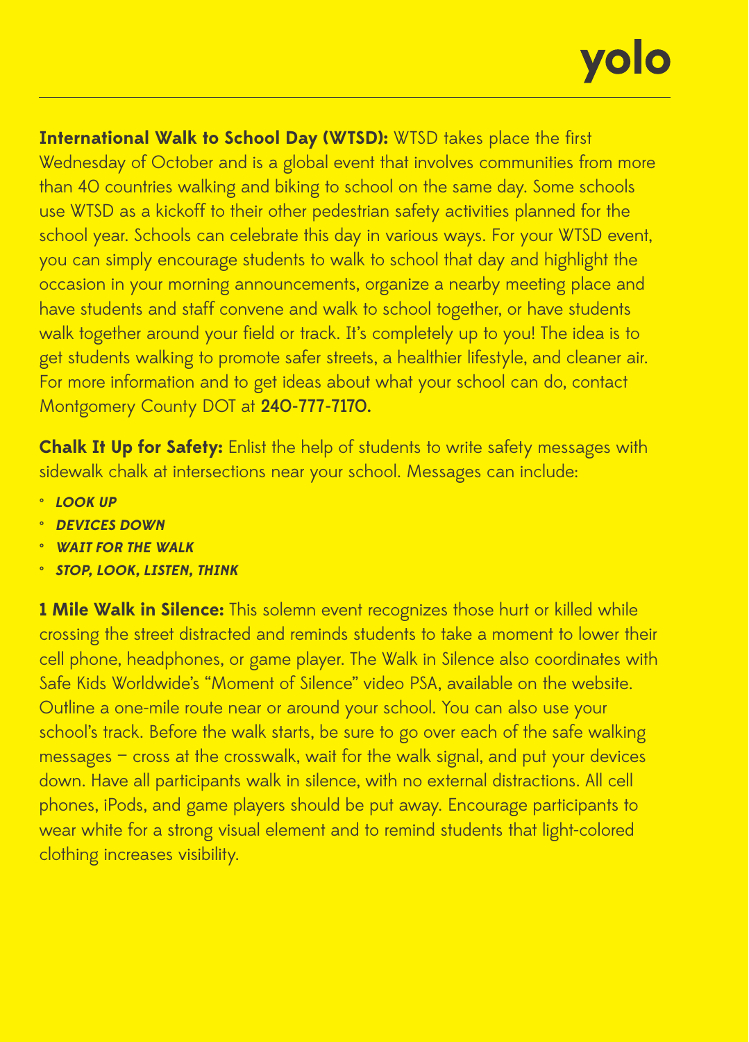**International Walk to School Day (WTSD):** WTSD takes place the first Wednesday of October and is a global event that involves communities from more than 40 countries walking and biking to school on the same day. Some schools use WTSD as a kickoff to their other pedestrian safety activities planned for the school year. Schools can celebrate this day in various ways. For your WTSD event, you can simply encourage students to walk to school that day and highlight the occasion in your morning announcements, organize a nearby meeting place and have students and staff convene and walk to school together, or have students walk together around your field or track. It's completely up to you! The idea is to get students walking to promote safer streets, a healthier lifestyle, and cleaner air. For more information and to get ideas about what your school can do, contact Montgomery County DOT at **240-777-7170.**

**Chalk It Up for Safety:** Enlist the help of students to write safety messages with sidewalk chalk at intersections near your school. Messages can include:

- ***LOOK UP***
- ***DEVICES DOWN***
- ***WAIT FOR THE WALK***
- ***STOP, LOOK, LISTEN, THINK***

**1 Mile Walk in Silence:** This solemn event recognizes those hurt or killed while crossing the street distracted and reminds students to take a moment to lower their cell phone, headphones, or game player. The Walk in Silence also coordinates with Safe Kids Worldwide's "Moment of Silence" video PSA, available on the website. Outline a one-mile route near or around your school. You can also use your school's track. Before the walk starts, be sure to go over each of the safe walking messages – cross at the crosswalk, wait for the walk signal, and put your devices down. Have all participants walk in silence, with no external distractions. All cell phones, iPods, and game players should be put away. Encourage participants to wear white for a strong visual element and to remind students that light-colored clothing increases visibility.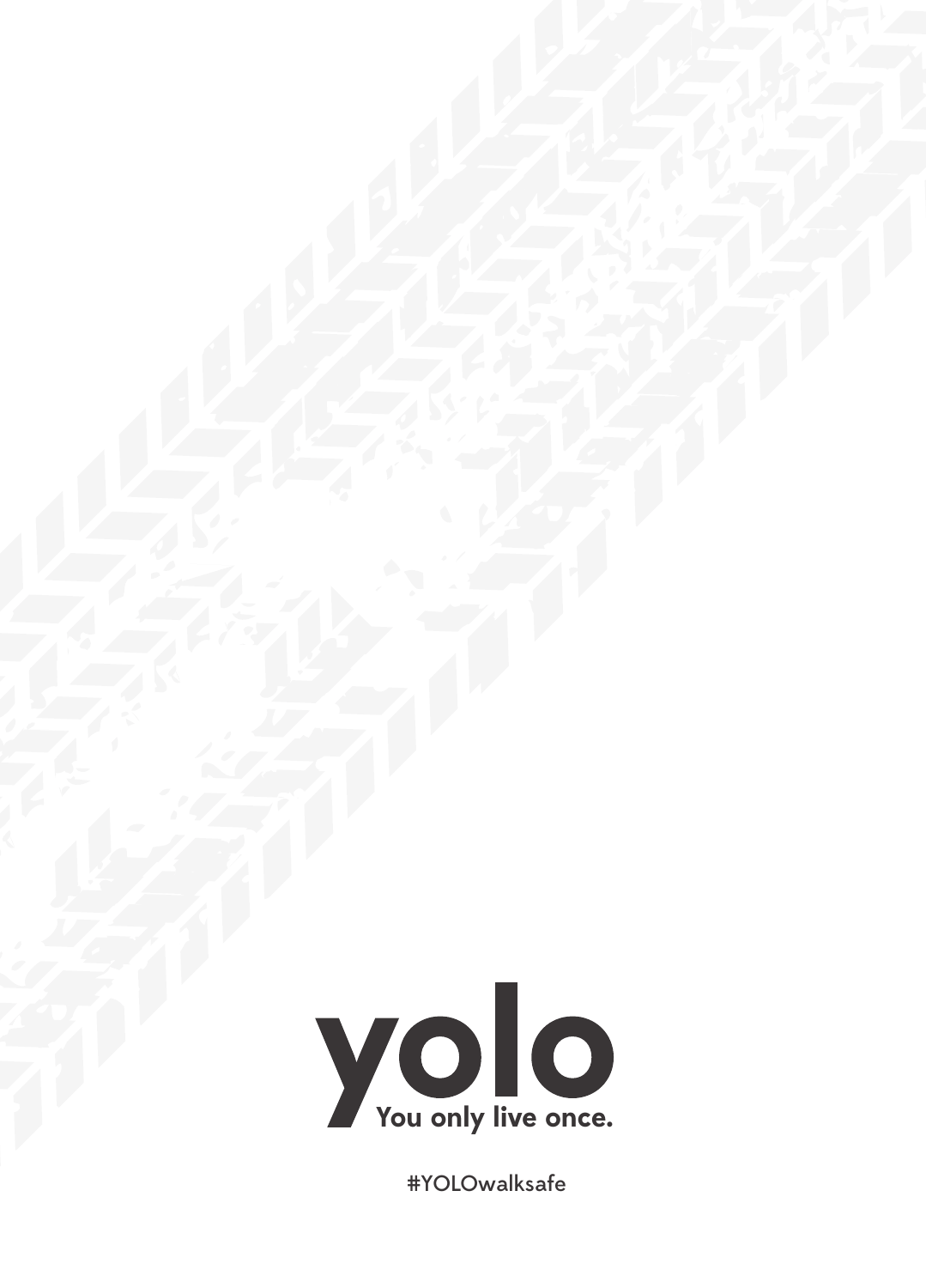yolo

You only live once.

#YOLOwalksafe